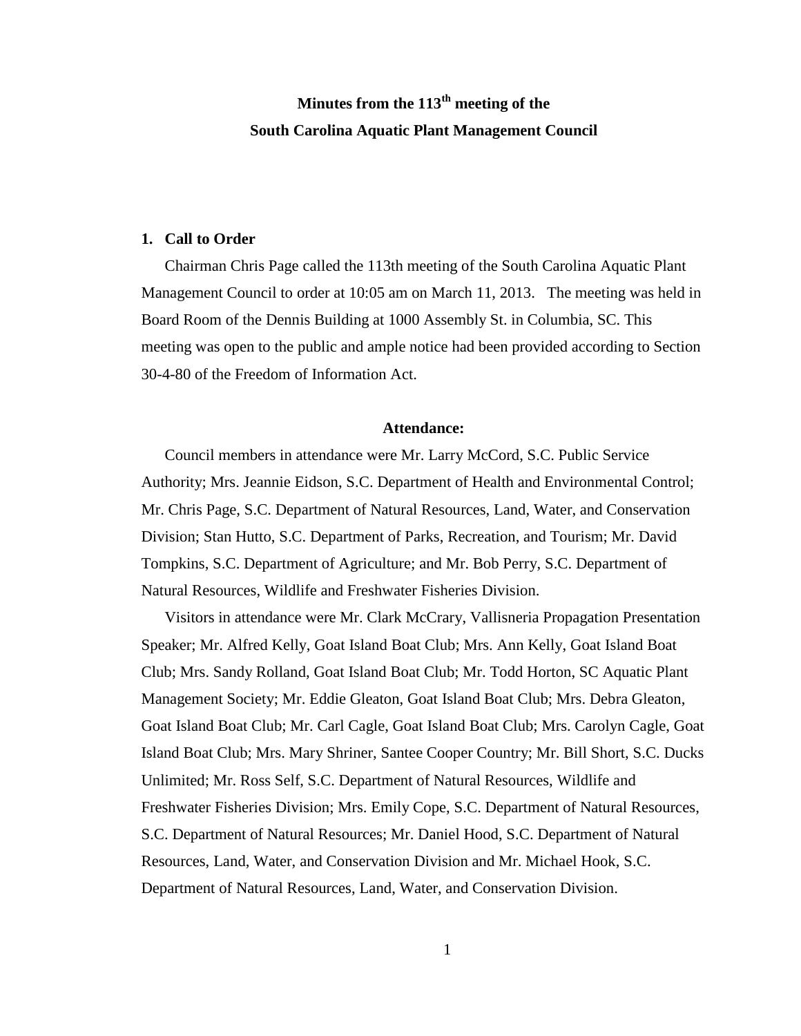# Minutes from the 113th meeting of the South Carolina Aquatic Plant Management Council

## 1. Call to Order

Chairman Chris Page called the 113th meeting of the South Carolina Aquatic Plant Management Council to order at 10:05 am on March 11, 2013. The meeting was held in Board Room of the Dennis Building at 1000 Assembly St. in Columbia, SC. This meeting was open to the public and ample notice had been provided according to Section 30-4-80 of the Freedom of Information Act.

### Attendance:

Council members in attendance were Mr. Larry McCord, S.C. Public Service Authority; Mrs. Jeannie Eidson, S.C. Department of Health and Environmental Control; Mr. Chris Page, S.C. Department of Natural Resources, Land, Water, and Conservation Division; Stan Hutto, S.C. Department of Parks, Recreation, and Tourism; Mr. David Tompkins, S.C. Department of Agriculture; and Mr. Bob Perry, S.C. Department of Natural Resources, Wildlife and Freshwater Fisheries Division.

Visitors in attendance were Mr. Clark McCrary, Vallisneria Propagation Presentation Speaker; Mr. Alfred Kelly, Goat Island Boat Club; Mrs. Ann Kelly, Goat Island Boat Club; Mrs. Sandy Rolland, Goat Island Boat Club; Mr. Todd Horton, SC Aquatic Plant Management Society; Mr. Eddie Gleaton, Goat Island Boat Club; Mrs. Debra Gleaton, Goat Island Boat Club; Mr. Carl Cagle, Goat Island Boat Club; Mrs. Carolyn Cagle, Goat Island Boat Club; Mrs. Mary Shriner, Santee Cooper Country; Mr. Bill Short, S.C. Ducks Unlimited; Mr. Ross Self, S.C. Department of Natural Resources, Wildlife and Freshwater Fisheries Division; Mrs. Emily Cope, S.C. Department of Natural Resources, S.C. Department of Natural Resources; Mr. Daniel Hood, S.C. Department of Natural Resources, Land, Water, and Conservation Division and Mr. Michael Hook, S.C. Department of Natural Resources, Land, Water, and Conservation Division.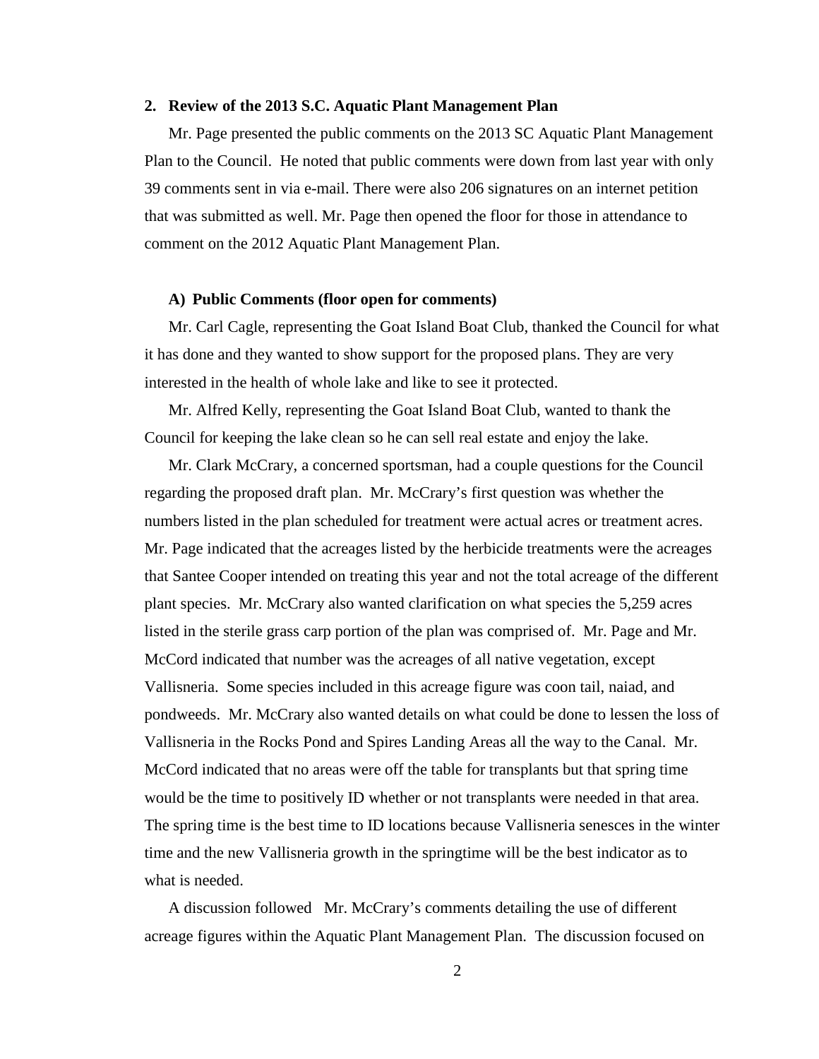## 2. Review of the 2013 S.C. Aquatic Plant Management Plan

Mr. Page presented the public comments on the 2013 SC Aquatic Plant Management Plan to the Council. He noted that public comments were down from last year with only 39 comments sent in via e-mail. There were also 206 signatures on an internet petition that was submitted as well. Mr. Page then opened the floor for those in attendance to comment on the 2012 Aquatic Plant Management Plan.

### A) Public Comments (floor open for comments)

Mr. Carl Cagle, representing the Goat Island Boat Club, thanked the Council for what it has done and they wanted to show support for the proposed plans. They are very interested in the health of whole lake and like to see it protected.

Mr. Alfred Kelly, representing the Goat Island Boat Club, wanted to thank the Council for keeping the lake clean so he can sell real estate and enjoy the lake.

Mr. Clark McCrary, a concerned sportsman, had a couple questions for the Council regarding the proposed draft plan. Mr. McCrary's first question was whether the numbers listed in the plan scheduled for treatment were actual acres or treatment acres. Mr. Page indicated that the acreages listed by the herbicide treatments were the acreages that Santee Cooper intended on treating this year and not the total acreage of the different plant species. Mr. McCrary also wanted clarification on what species the 5,259 acres listed in the sterile grass carp portion of the plan was comprised of. Mr. Page and Mr. McCord indicated that number was the acreages of all native vegetation, except Vallisneria. Some species included in this acreage figure was coon tail, naiad, and pondweeds. Mr. McCrary also wanted details on what could be done to lessen the loss of Vallisneria in the Rocks Pond and Spires Landing Areas all the way to the Canal. Mr. McCord indicated that no areas were off the table for transplants but that spring time would be the time to positively ID whether or not transplants were needed in that area. The spring time is the best time to ID locations because Vallisneria senesces in the winter time and the new Vallisneria growth in the springtime will be the best indicator as to what is needed.

A discussion followed Mr. McCrary's comments detailing the use of different acreage figures within the Aquatic Plant Management Plan. The discussion focused on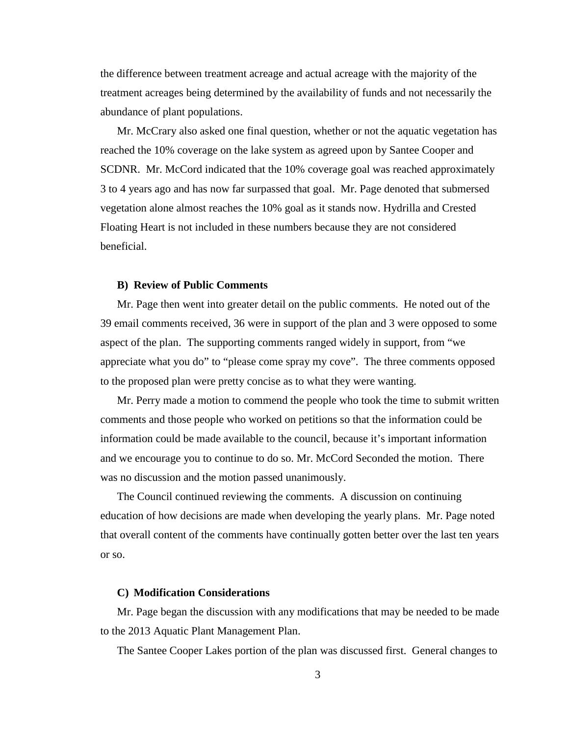the difference between treatment acreage and actual acreage with the majority of the treatment acreages being determined by the availability of funds and not necessarily the abundance of plant populations.

Mr. McCrary also asked one final question, whether or not the aquatic vegetation has reached the 10% coverage on the lake system as agreed upon by Santee Cooper and SCDNR. Mr. McCord indicated that the 10% coverage goal was reached approximately 3 to 4 years ago and has now far surpassed that goal. Mr. Page denoted that submersed vegetation alone almost reaches the 10% goal as it stands now. Hydrilla and Crested Floating Heart is not included in these numbers because they are not considered beneficial.

**B) Review of Public Comments**

Mr. Page then went into greater detail on the public comments. He noted out of the 39 email comments received, 36 were in support of the plan and 3 were opposed to some aspect of the plan. The supporting comments ranged widely in support, from "we appreciate what you do" to "please come spray my cove". The three comments opposed to the proposed plan were pretty concise as to what they were wanting.

Mr. Perry made a motion to commend the people who took the time to submit written comments and those people who worked on petitions so that the information could be information could be made available to the council, because it's important information and we encourage you to continue to do so. Mr. McCord Seconded the motion. There was no discussion and the motion passed unanimously.

The Council continued reviewing the comments. A discussion on continuing education of how decisions are made when developing the yearly plans. Mr. Page noted that overall content of the comments have continually gotten better over the last ten years or so.

**C) Modification Considerations**

Mr. Page began the discussion with any modifications that may be needed to be made to the 2013 Aquatic Plant Management Plan.

The Santee Cooper Lakes portion of the plan was discussed first. General changes to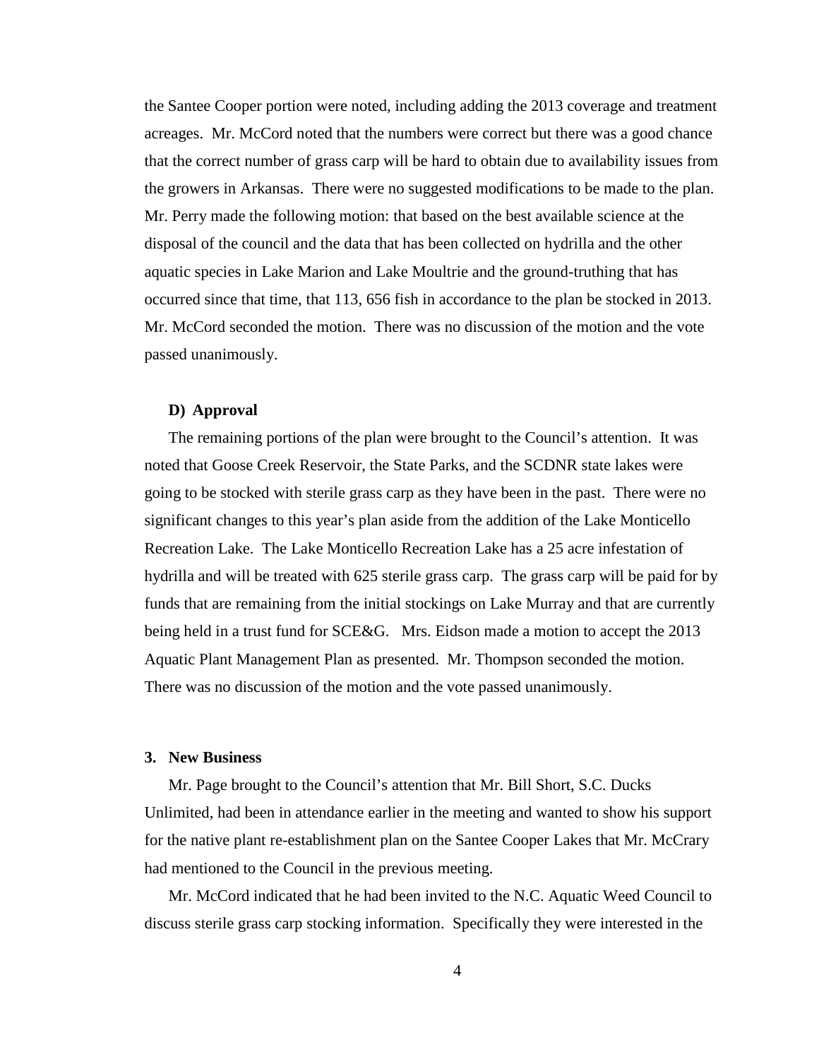the Santee Cooper portion were noted, including adding the 2013 coverage and treatment acreages. Mr. McCord noted that the numbers were correct but there was a good chance that the correct number of grass carp will be hard to obtain due to availability issues from the growers in Arkansas. There were no suggested modifications to be made to the plan. Mr. Perry made the following motion: that based on the best available science at the disposal of the council and the data that has been collected on hydrilla and the other aquatic species in Lake Marion and Lake Moultrie and the ground-truthing that has occurred since that time, that 113, 656 fish in accordance to the plan be stocked in 2013. Mr. McCord seconded the motion. There was no discussion of the motion and the vote passed unanimously.

**D) Approval**

The remaining portions of the plan were brought to the Council's attention. It was noted that Goose Creek Reservoir, the State Parks, and the SCDNR state lakes were going to be stocked with sterile grass carp as they have been in the past. There were no significant changes to this year's plan aside from the addition of the Lake Monticello Recreation Lake. The Lake Monticello Recreation Lake has a 25 acre infestation of hydrilla and will be treated with 625 sterile grass carp. The grass carp will be paid for by funds that are remaining from the initial stockings on Lake Murray and that are currently being held in a trust fund for SCE&G. Mrs. Eidson made a motion to accept the 2013 Aquatic Plant Management Plan as presented. Mr. Thompson seconded the motion. There was no discussion of the motion and the vote passed unanimously.

## 3. New Business

Mr. Page brought to the Council's attention that Mr. Bill Short, S.C. Ducks Unlimited, had been in attendance earlier in the meeting and wanted to show his support for the native plant re-establishment plan on the Santee Cooper Lakes that Mr. McCrary had mentioned to the Council in the previous meeting.

Mr. McCord indicated that he had been invited to the N.C. Aquatic Weed Council to discuss sterile grass carp stocking information. Specifically they were interested in the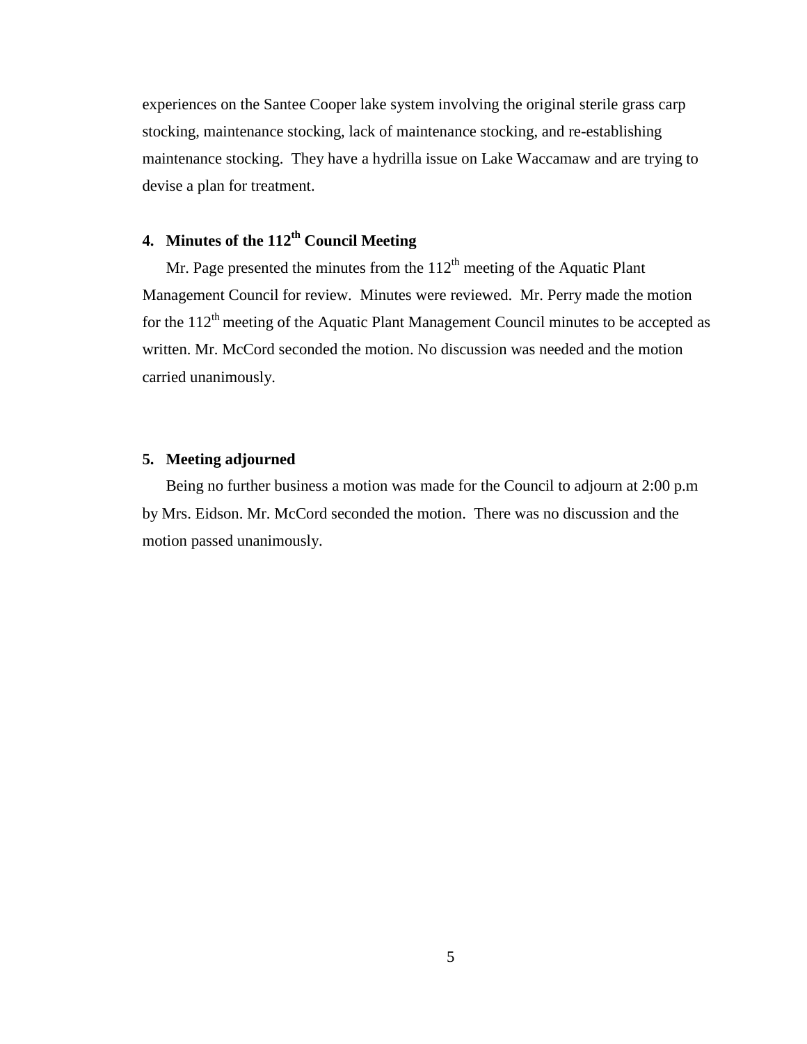experiences on the Santee Cooper lake system involving the original sterile grass carp stocking, maintenance stocking, lack of maintenance stocking, and re-establishing maintenance stocking. They have a hydrilla issue on Lake Waccamaw and are trying to devise a plan for treatment.

## 4. Minutes of the 112th Council Meeting

Mr. Page presented the minutes from the 112th meeting of the Aquatic Plant Management Council for review. Minutes were reviewed. Mr. Perry made the motion for the 112th meeting of the Aquatic Plant Management Council minutes to be accepted as written. Mr. McCord seconded the motion. No discussion was needed and the motion carried unanimously.

## 5. Meeting adjourned

Being no further business a motion was made for the Council to adjourn at 2:00 p.m by Mrs. Eidson. Mr. McCord seconded the motion. There was no discussion and the motion passed unanimously.